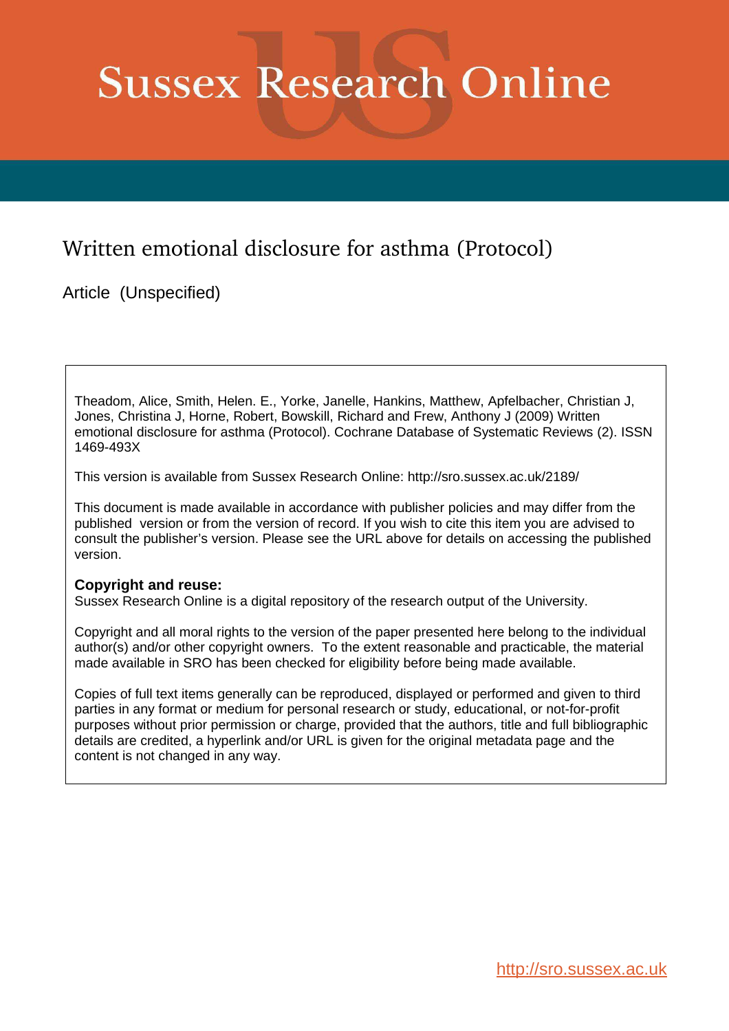# Sussex Research Online

## Written emotional disclosure for asthma (Protocol)

Article (Unspecified)

Theadom, Alice, Smith, Helen. E., Yorke, Janelle, Hankins, Matthew, Apfelbacher, Christian J, Jones, Christina J, Horne, Robert, Bowskill, Richard and Frew, Anthony J (2009) Written emotional disclosure for asthma (Protocol). Cochrane Database of Systematic Reviews (2). ISSN 1469-493X

This version is available from Sussex Research Online: http://sro.sussex.ac.uk/2189/

This document is made available in accordance with publisher policies and may differ from the published version or from the version of record. If you wish to cite this item you are advised to consult the publisher's version. Please see the URL above for details on accessing the published version.

**Copyright and reuse:**
Sussex Research Online is a digital repository of the research output of the University.

Copyright and all moral rights to the version of the paper presented here belong to the individual author(s) and/or other copyright owners. To the extent reasonable and practicable, the material made available in SRO has been checked for eligibility before being made available.

Copies of full text items generally can be reproduced, displayed or performed and given to third parties in any format or medium for personal research or study, educational, or not-for-profit purposes without prior permission or charge, provided that the authors, title and full bibliographic details are credited, a hyperlink and/or URL is given for the original metadata page and the content is not changed in any way.

http://sro.sussex.ac.uk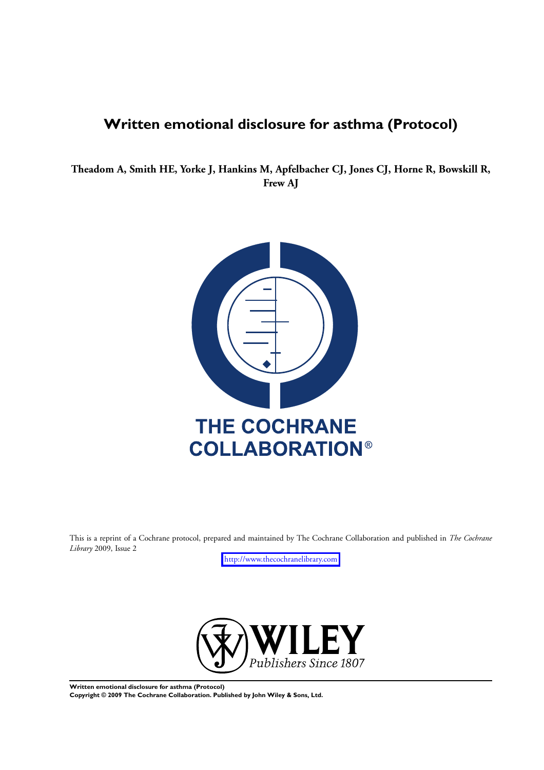# Written emotional disclosure for asthma (Protocol)

**Theadom A, Smith HE, Yorke J, Hankins M, Apfelbacher CJ, Jones CJ, Horne R, Bowskill R, Frew AJ**

THE COCHRANE COLLABORATION®

This is a reprint of a Cochrane protocol, prepared and maintained by The Cochrane Collaboration and published in *The Cochrane Library* 2009, Issue 2

http://www.thecochranelibrary.com

WILEY
*Publishers Since 1807*

**Written emotional disclosure for asthma (Protocol)**
**Copyright © 2009 The Cochrane Collaboration. Published by John Wiley & Sons, Ltd.**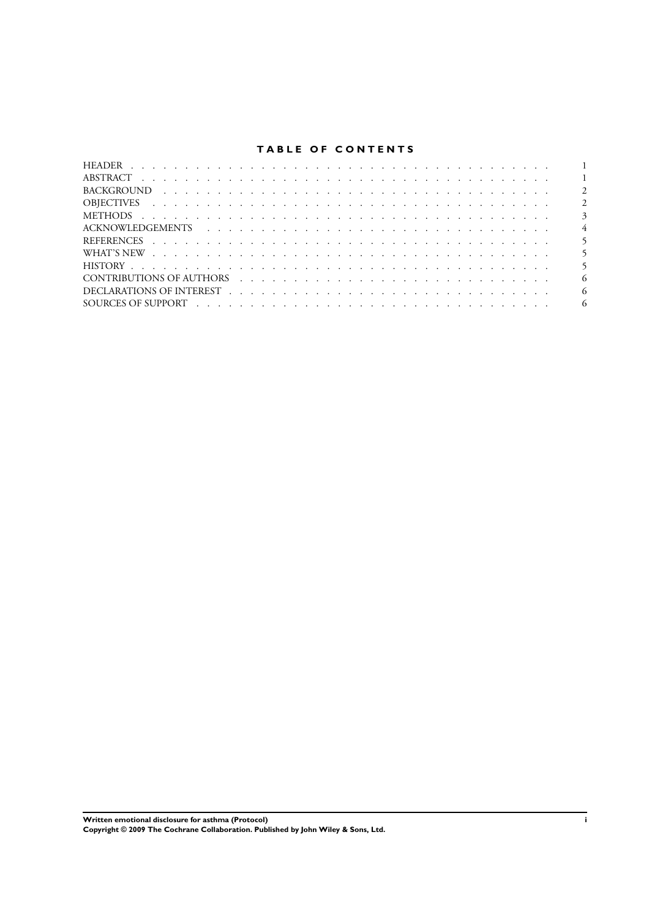# TABLE OF CONTENTS

| | |
|---|---|
| HEADER | 1 |
| ABSTRACT | 1 |
| BACKGROUND | 2 |
| OBJECTIVES | 2 |
| METHODS | 3 |
| ACKNOWLEDGEMENTS | 4 |
| REFERENCES | 5 |
| WHAT'S NEW | 5 |
| HISTORY | 5 |
| CONTRIBUTIONS OF AUTHORS | 6 |
| DECLARATIONS OF INTEREST | 6 |
| SOURCES OF SUPPORT | 6 |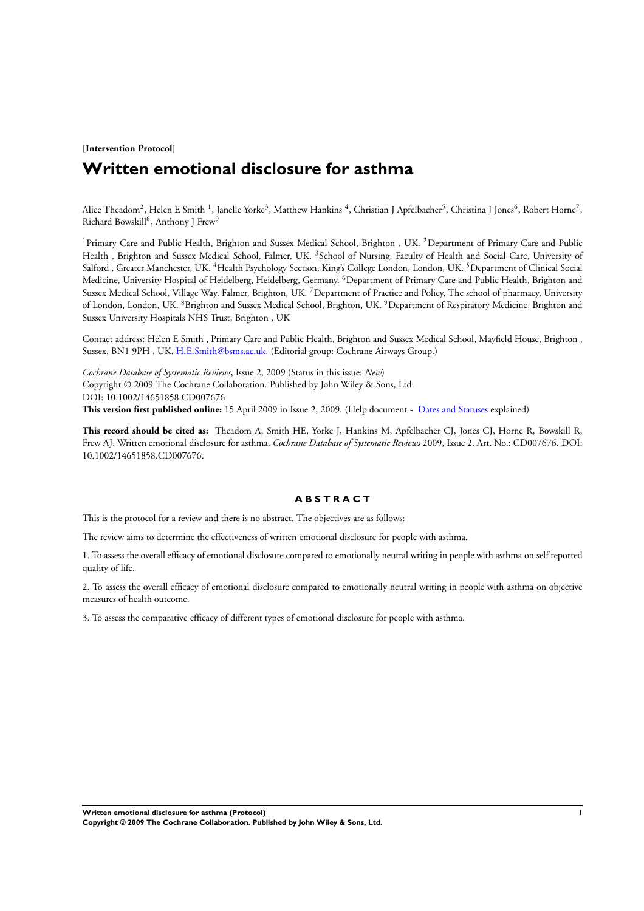**[Intervention Protocol]**

# Written emotional disclosure for asthma

Alice Theadom[2], Helen E Smith [1], Janelle Yorke[3], Matthew Hankins [4], Christian J Apfelbacher[5], Christina J Jones[6], Robert Horne[7], Richard Bowskill[8], Anthony J Frew[9]

[1]Primary Care and Public Health, Brighton and Sussex Medical School, Brighton , UK. [2]Department of Primary Care and Public Health , Brighton and Sussex Medical School, Falmer, UK. [3]School of Nursing, Faculty of Health and Social Care, University of Salford , Greater Manchester, UK. [4]Health Psychology Section, King's College London, London, UK. [5]Department of Clinical Social Medicine, University Hospital of Heidelberg, Heidelberg, Germany. [6]Department of Primary Care and Public Health, Brighton and Sussex Medical School, Village Way, Falmer, Brighton, UK. [7]Department of Practice and Policy, The school of pharmacy, University of London, London, UK. [8]Brighton and Sussex Medical School, Brighton, UK. [9]Department of Respiratory Medicine, Brighton and Sussex University Hospitals NHS Trust, Brighton , UK

Contact address: Helen E Smith , Primary Care and Public Health, Brighton and Sussex Medical School, Mayfield House, Brighton , Sussex, BN1 9PH , UK. H.E.Smith@bsms.ac.uk. (Editorial group: Cochrane Airways Group.)

*Cochrane Database of Systematic Reviews*, Issue 2, 2009 (Status in this issue: *New*)
Copyright © 2009 The Cochrane Collaboration. Published by John Wiley & Sons, Ltd.
DOI: 10.1002/14651858.CD007676
**This version first published online:** 15 April 2009 in Issue 2, 2009. (Help document - Dates and Statuses explained)

**This record should be cited as:** Theadom A, Smith HE, Yorke J, Hankins M, Apfelbacher CJ, Jones CJ, Horne R, Bowskill R, Frew AJ. Written emotional disclosure for asthma. *Cochrane Database of Systematic Reviews* 2009, Issue 2. Art. No.: CD007676. DOI: 10.1002/14651858.CD007676.

## ABSTRACT

This is the protocol for a review and there is no abstract. The objectives are as follows:

The review aims to determine the effectiveness of written emotional disclosure for people with asthma.

1. To assess the overall efficacy of emotional disclosure compared to emotionally neutral writing in people with asthma on self reported quality of life.

2. To assess the overall efficacy of emotional disclosure compared to emotionally neutral writing in people with asthma on objective measures of health outcome.

3. To assess the comparative efficacy of different types of emotional disclosure for people with asthma.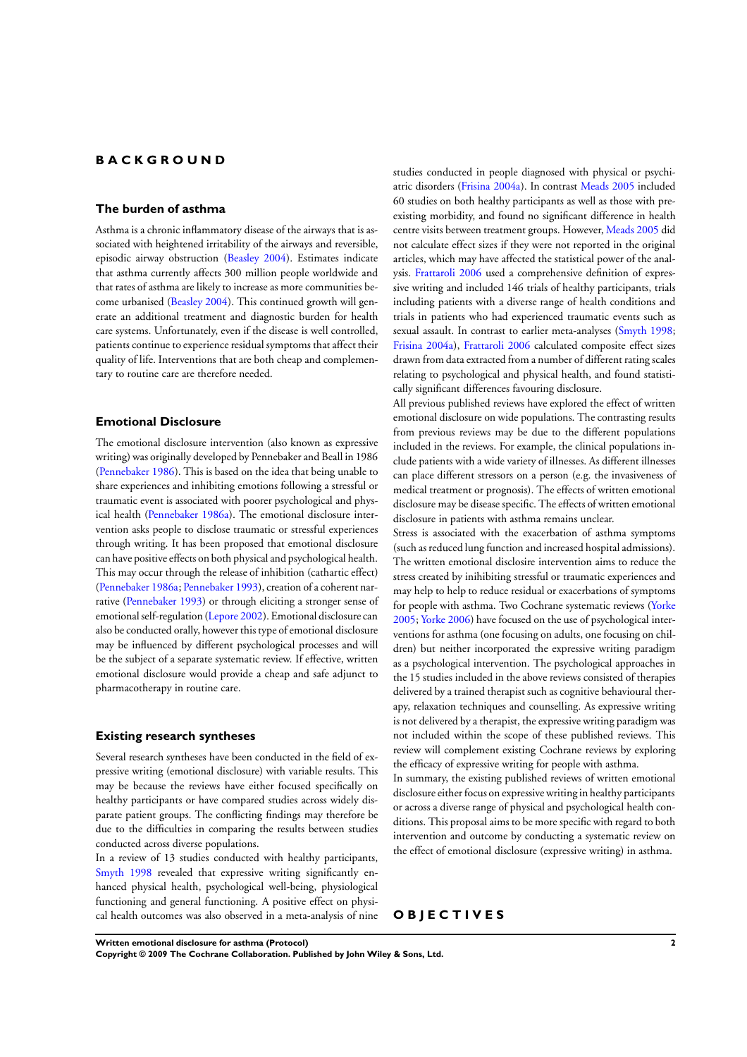# BACKGROUND

## The burden of asthma

Asthma is a chronic inflammatory disease of the airways that is associated with heightened irritability of the airways and reversible, episodic airway obstruction (Beasley 2004). Estimates indicate that asthma currently affects 300 million people worldwide and that rates of asthma are likely to increase as more communities become urbanised (Beasley 2004). This continued growth will generate an additional treatment and diagnostic burden for health care systems. Unfortunately, even if the disease is well controlled, patients continue to experience residual symptoms that affect their quality of life. Interventions that are both cheap and complementary to routine care are therefore needed.

## Emotional Disclosure

The emotional disclosure intervention (also known as expressive writing) was originally developed by Pennebaker and Beall in 1986 (Pennebaker 1986). This is based on the idea that being unable to share experiences and inhibiting emotions following a stressful or traumatic event is associated with poorer psychological and physical health (Pennebaker 1986a). The emotional disclosure intervention asks people to disclose traumatic or stressful experiences through writing. It has been proposed that emotional disclosure can have positive effects on both physical and psychological health. This may occur through the release of inhibition (cathartic effect) (Pennebaker 1986a; Pennebaker 1993), creation of a coherent narrative (Pennebaker 1993) or through eliciting a stronger sense of emotional self-regulation (Lepore 2002). Emotional disclosure can also be conducted orally, however this type of emotional disclosure may be influenced by different psychological processes and will be the subject of a separate systematic review. If effective, written emotional disclosure would provide a cheap and safe adjunct to pharmacotherapy in routine care.

## Existing research syntheses

Several research syntheses have been conducted in the field of expressive writing (emotional disclosure) with variable results. This may be because the reviews have either focused specifically on healthy participants or have compared studies across widely disparate patient groups. The conflicting findings may therefore be due to the difficulties in comparing the results between studies conducted across diverse populations.

In a review of 13 studies conducted with healthy participants, Smyth 1998 revealed that expressive writing significantly enhanced physical health, psychological well-being, physiological functioning and general functioning. A positive effect on physical health outcomes was also observed in a meta-analysis of nine studies conducted in people diagnosed with physical or psychiatric disorders (Frisina 2004a). In contrast Meads 2005 included 60 studies on both healthy participants as well as those with pre-existing morbidity, and found no significant difference in health centre visits between treatment groups. However, Meads 2005 did not calculate effect sizes if they were not reported in the original articles, which may have affected the statistical power of the analysis. Frattaroli 2006 used a comprehensive definition of expressive writing and included 146 trials of healthy participants, trials including patients with a diverse range of health conditions and trials in patients who had experienced traumatic events such as sexual assault. In contrast to earlier meta-analyses (Smyth 1998; Frisina 2004a), Frattaroli 2006 calculated composite effect sizes drawn from data extracted from a number of different rating scales relating to psychological and physical health, and found statistically significant differences favouring disclosure.

All previous published reviews have explored the effect of written emotional disclosure on wide populations. The contrasting results from previous reviews may be due to the different populations included in the reviews. For example, the clinical populations include patients with a wide variety of illnesses. As different illnesses can place different stressors on a person (e.g. the invasiveness of medical treatment or prognosis). The effects of written emotional disclosure may be disease specific. The effects of written emotional disclosure in patients with asthma remains unclear.

Stress is associated with the exacerbation of asthma symptoms (such as reduced lung function and increased hospital admissions). The written emotional disclosire intervention aims to reduce the stress created by inihibiting stressful or traumatic experiences and may help to help to reduce residual or exacerbations of symptoms for people with asthma. Two Cochrane systematic reviews (Yorke 2005; Yorke 2006) have focused on the use of psychological interventions for asthma (one focusing on adults, one focusing on children) but neither incorporated the expressive writing paradigm as a psychological intervention. The psychological approaches in the 15 studies included in the above reviews consisted of therapies delivered by a trained therapist such as cognitive behavioural therapy, relaxation techniques and counselling. As expressive writing is not delivered by a therapist, the expressive writing paradigm was not included within the scope of these published reviews. This review will complement existing Cochrane reviews by exploring the efficacy of expressive writing for people with asthma.

In summary, the existing published reviews of written emotional disclosure either focus on expressive writing in healthy participants or across a diverse range of physical and psychological health conditions. This proposal aims to be more specific with regard to both intervention and outcome by conducting a systematic review on the effect of emotional disclosure (expressive writing) in asthma.

# OBJECTIVES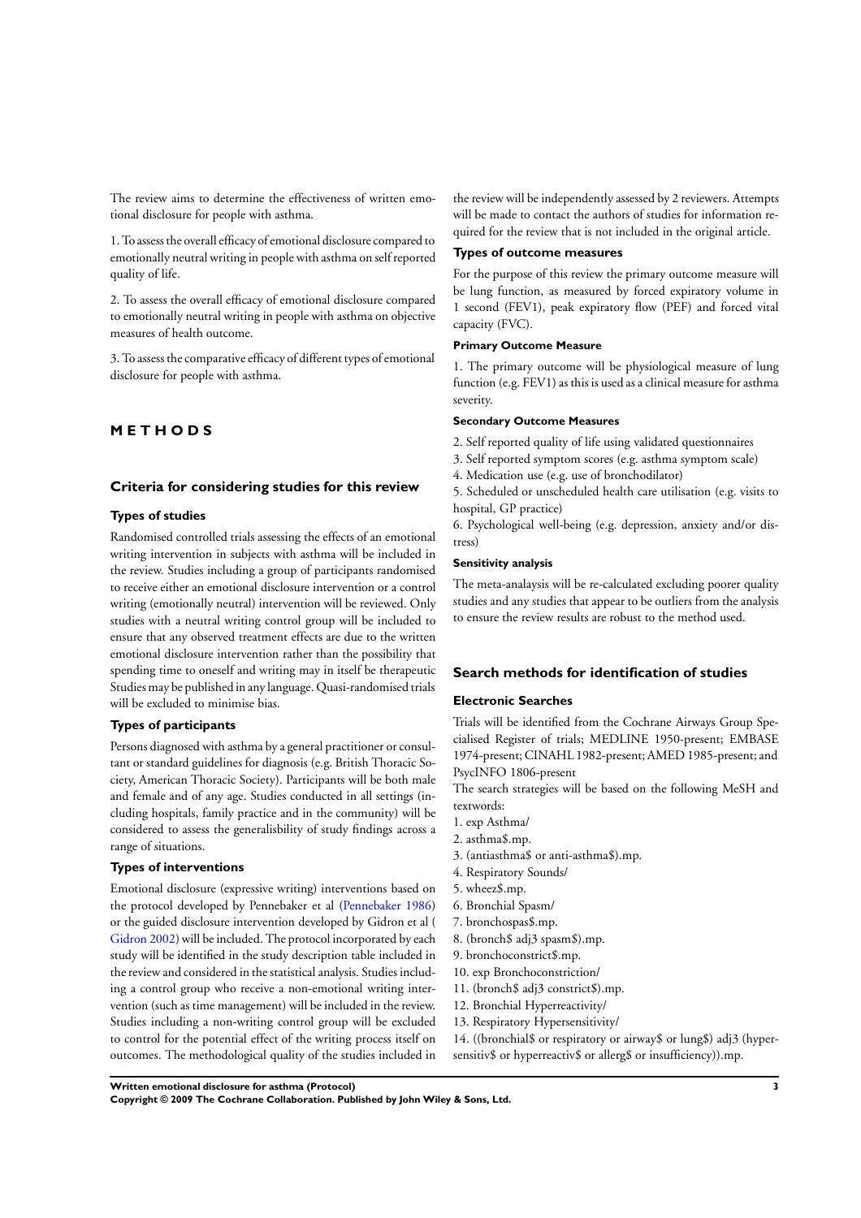The review aims to determine the effectiveness of written emotional disclosure for people with asthma.

1. To assess the overall efficacy of emotional disclosure compared to emotionally neutral writing in people with asthma on self reported quality of life.

2. To assess the overall efficacy of emotional disclosure compared to emotionally neutral writing in people with asthma on objective measures of health outcome.

3. To assess the comparative efficacy of different types of emotional disclosure for people with asthma.

# METHODS

## Criteria for considering studies for this review

### Types of studies

Randomised controlled trials assessing the effects of an emotional writing intervention in subjects with asthma will be included in the review. Studies including a group of participants randomised to receive either an emotional disclosure intervention or a control writing (emotionally neutral) intervention will be reviewed. Only studies with a neutral writing control group will be included to ensure that any observed treatment effects are due to the written emotional disclosure intervention rather than the possibility that spending time to oneself and writing may in itself be therapeutic Studies may be published in any language. Quasi-randomised trials will be excluded to minimise bias.

### Types of participants

Persons diagnosed with asthma by a general practitioner or consultant or standard guidelines for diagnosis (e.g. British Thoracic Society, American Thoracic Society). Participants will be both male and female and of any age. Studies conducted in all settings (including hospitals, family practice and in the community) will be considered to assess the generalisbility of study findings across a range of situations.

### Types of interventions

Emotional disclosure (expressive writing) interventions based on the protocol developed by Pennebaker et al (Pennebaker 1986) or the guided disclosure intervention developed by Gidron et al (Gidron 2002) will be included. The protocol incorporated by each study will be identified in the study description table included in the review and considered in the statistical analysis. Studies including a control group who receive a non-emotional writing intervention (such as time management) will be included in the review. Studies including a non-writing control group will be excluded to control for the potential effect of the writing process itself on outcomes. The methodological quality of the studies included in the review will be independently assessed by 2 reviewers. Attempts will be made to contact the authors of studies for information required for the review that is not included in the original article.

### Types of outcome measures

For the purpose of this review the primary outcome measure will be lung function, as measured by forced expiratory volume in 1 second (FEV1), peak expiratory flow (PEF) and forced vital capacity (FVC).

#### Primary Outcome Measure

1. The primary outcome will be physiological measure of lung function (e.g. FEV1) as this is used as a clinical measure for asthma severity.

#### Secondary Outcome Measures

2. Self reported quality of life using validated questionnaires
3. Self reported symptom scores (e.g. asthma symptom scale)
4. Medication use (e.g. use of bronchodilator)
5. Scheduled or unscheduled health care utilisation (e.g. visits to hospital, GP practice)
6. Psychological well-being (e.g. depression, anxiety and/or distress)

#### Sensitivity analysis

The meta-analysis will be re-calculated excluding poorer quality studies and any studies that appear to be outliers from the analysis to ensure the review results are robust to the method used.

## Search methods for identification of studies

### Electronic Searches

Trials will be identified from the Cochrane Airways Group Specialised Register of trials; MEDLINE 1950-present; EMBASE 1974-present; CINAHL 1982-present; AMED 1985-present; and PsycINFO 1806-present

The search strategies will be based on the following MeSH and textwords:

1. exp Asthma/
2. asthma$.mp.
3. (antiasthma$ or anti-asthma$).mp.
4. Respiratory Sounds/
5. wheez$.mp.
6. Bronchial Spasm/
7. bronchospas$.mp.
8. (bronch$ adj3 spasm$).mp.
9. bronchoconstrict$.mp.
10. exp Bronchoconstriction/
11. (bronch$ adj3 constrict$).mp.
12. Bronchial Hyperreactivity/
13. Respiratory Hypersensitivity/
14. ((bronchial$ or respiratory or airway$ or lung$) adj3 (hypersensitiv$ or hyperreactiv$ or allerg$ or insufficiency)).mp.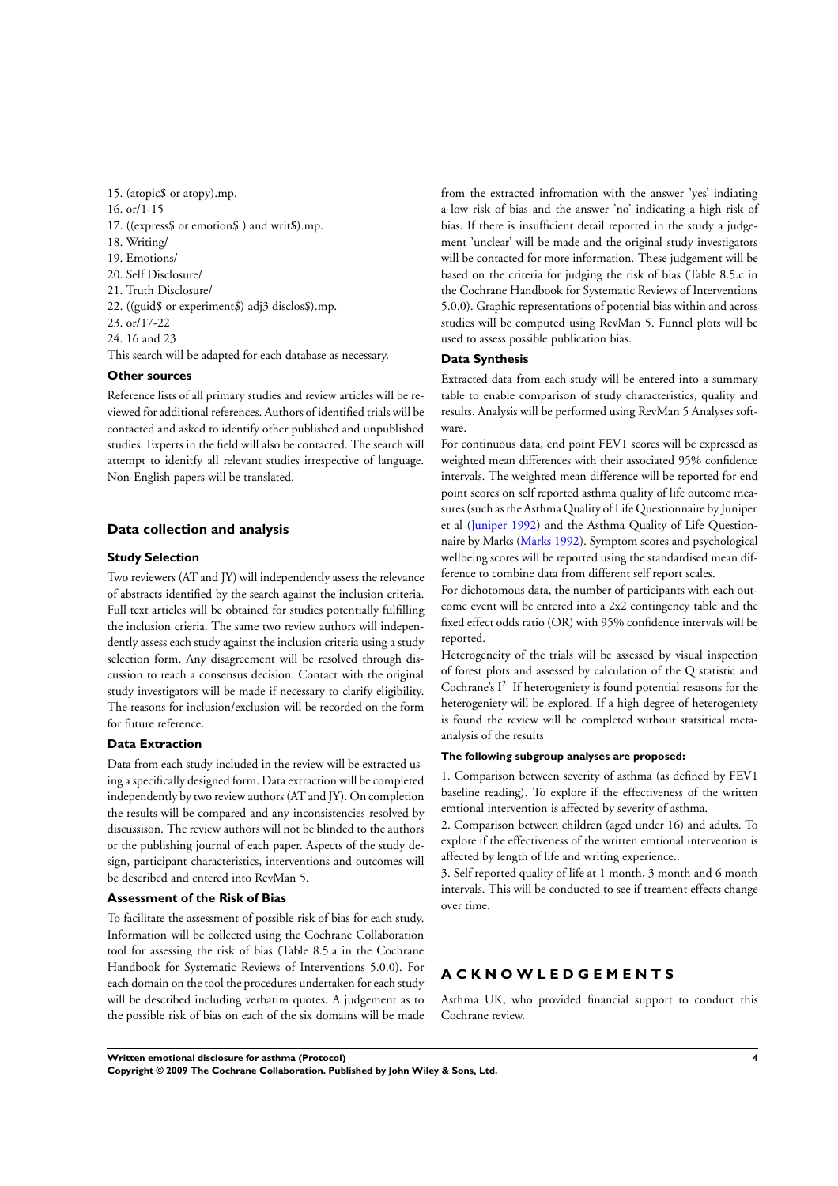15. (atopic$ or atopy).mp.
16. or/1-15
17. ((express$ or emotion$ ) and writ$).mp.
18. Writing/
19. Emotions/
20. Self Disclosure/
21. Truth Disclosure/
22. ((guid$ or experiment$) adj3 disclos$).mp.
23. or/17-22
24. 16 and 23

This search will be adapted for each database as necessary.

### Other sources

Reference lists of all primary studies and review articles will be reviewed for additional references. Authors of identified trials will be contacted and asked to identify other published and unpublished studies. Experts in the field will also be contacted. The search will attempt to idenitfy all relevant studies irrespective of language. Non-English papers will be translated.

## Data collection and analysis

### Study Selection

Two reviewers (AT and JY) will independently assess the relevance of abstracts identified by the search against the inclusion criteria. Full text articles will be obtained for studies potentially fulfilling the inclusion crieria. The same two review authors will independently assess each study against the inclusion criteria using a study selection form. Any disagreement will be resolved through discussion to reach a consensus decision. Contact with the original study investigators will be made if necessary to clarify eligibility. The reasons for inclusion/exclusion will be recorded on the form for future reference.

### Data Extraction

Data from each study included in the review will be extracted using a specifically designed form. Data extraction will be completed independently by two review authors (AT and JY). On completion the results will be compared and any inconsistencies resolved by discussison. The review authors will not be blinded to the authors or the publishing journal of each paper. Aspects of the study design, participant characteristics, interventions and outcomes will be described and entered into RevMan 5.

### Assessment of the Risk of Bias

To facilitate the assessment of possible risk of bias for each study. Information will be collected using the Cochrane Collaboration tool for assessing the risk of bias (Table 8.5.a in the Cochrane Handbook for Systematic Reviews of Interventions 5.0.0). For each domain on the tool the procedures undertaken for each study will be described including verbatim quotes. A judgement as to the possible risk of bias on each of the six domains will be made from the extracted infromation with the answer 'yes' indiating a low risk of bias and the answer 'no' indicating a high risk of bias. If there is insufficient detail reported in the study a judgement 'unclear' will be made and the original study investigators will be contacted for more information. These judgement will be based on the criteria for judging the risk of bias (Table 8.5.c in the Cochrane Handbook for Systematic Reviews of Interventions 5.0.0). Graphic representations of potential bias within and across studies will be computed using RevMan 5. Funnel plots will be used to assess possible publication bias.

### Data Synthesis

Extracted data from each study will be entered into a summary table to enable comparison of study characteristics, quality and results. Analysis will be performed using RevMan 5 Analyses software.

For continuous data, end point FEV1 scores will be expressed as weighted mean differences with their associated 95% confidence intervals. The weighted mean difference will be reported for end point scores on self reported asthma quality of life outcome measures (such as the Asthma Quality of Life Questionnaire by Juniper et al (Juniper 1992) and the Asthma Quality of Life Questionnaire by Marks (Marks 1992). Symptom scores and psychological wellbeing scores will be reported using the standardised mean difference to combine data from different self report scales.

For dichotomous data, the number of participants with each outcome event will be entered into a 2x2 contingency table and the fixed effect odds ratio (OR) with 95% confidence intervals will be reported.

Heterogeneity of the trials will be assessed by visual inspection of forest plots and assessed by calculation of the Q statistic and Cochrane's $I^{2.}$ If heterogeneity is found potential resasons for the heterogeniety will be explored. If a high degree of heterogeneity is found the review will be completed without statsitical meta-analysis of the results

#### The following subgroup analyses are proposed:

1. Comparison between severity of asthma (as defined by FEV1 baseline reading). To explore if the effectiveness of the written emtional intervention is affected by severity of asthma.
2. Comparison between children (aged under 16) and adults. To explore if the effectiveness of the written emtional intervention is affected by length of life and writing experience..
3. Self reported quality of life at 1 month, 3 month and 6 month intervals. This will be conducted to see if treament effects change over time.

# ACKNOWLEDGEMENTS

Asthma UK, who provided financial support to conduct this Cochrane review.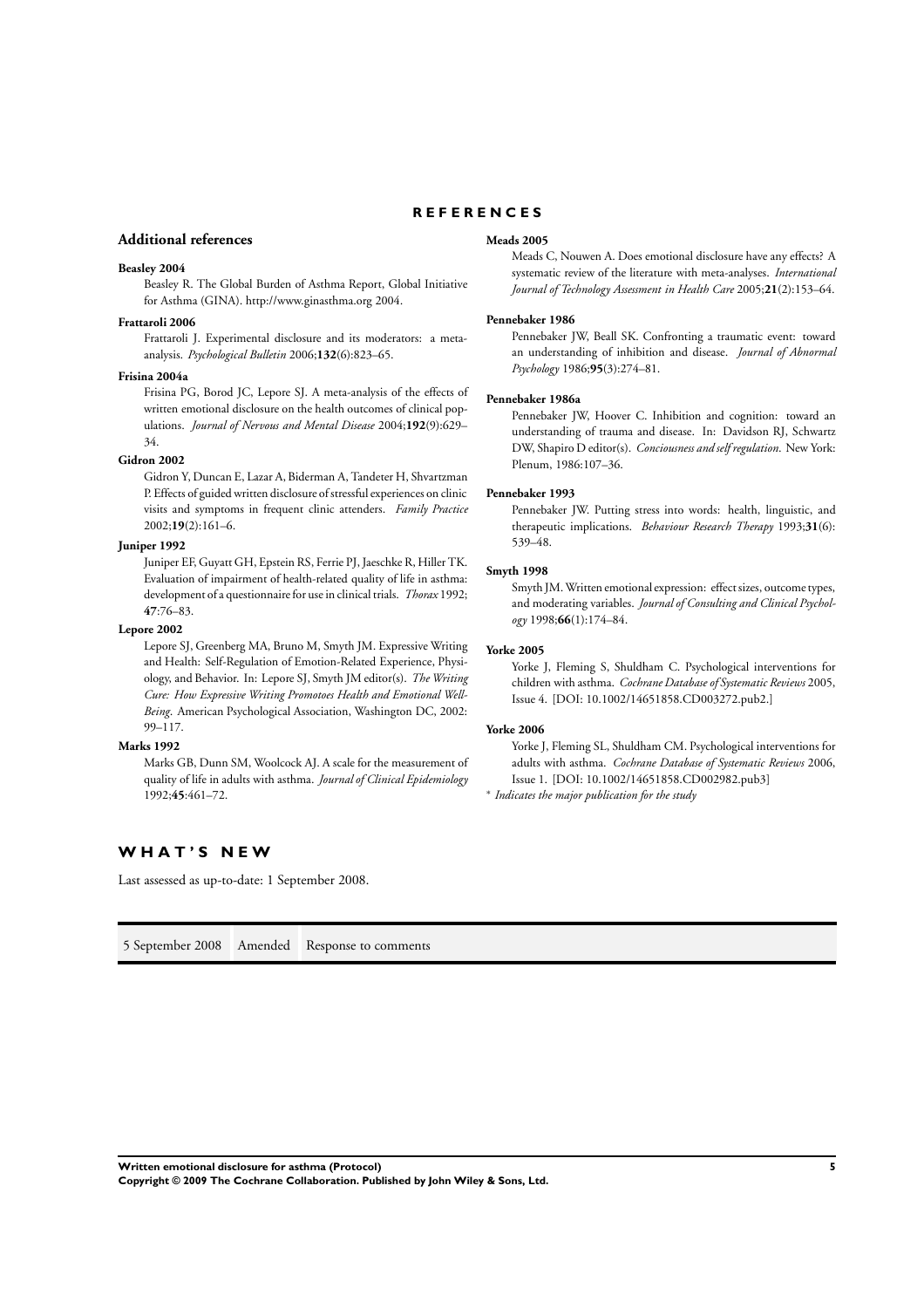# REFERENCES

## Additional references

**Beasley 2004**

Beasley R. The Global Burden of Asthma Report, Global Initiative for Asthma (GINA). http://www.ginasthma.org 2004.

**Frattaroli 2006**

Frattaroli J. Experimental disclosure and its moderators: a meta-analysis. *Psychological Bulletin* 2006;**132**(6):823–65.

**Frisina 2004a**

Frisina PG, Borod JC, Lepore SJ. A meta-analysis of the effects of written emotional disclosure on the health outcomes of clinical populations. *Journal of Nervous and Mental Disease* 2004;**192**(9):629–34.

**Gidron 2002**

Gidron Y, Duncan E, Lazar A, Biderman A, Tandeter H, Shvartzman P. Effects of guided written disclosure of stressful experiences on clinic visits and symptoms in frequent clinic attenders. *Family Practice* 2002;**19**(2):161–6.

**Juniper 1992**

Juniper EF, Guyatt GH, Epstein RS, Ferrie PJ, Jaeschke R, Hiller TK. Evaluation of impairment of health-related quality of life in asthma: development of a questionnaire for use in clinical trials. *Thorax* 1992;**47**:76–83.

**Lepore 2002**

Lepore SJ, Greenberg MA, Bruno M, Smyth JM. Expressive Writing and Health: Self-Regulation of Emotion-Related Experience, Physiology, and Behavior. In: Lepore SJ, Smyth JM editor(s). *The Writing Cure: How Expressive Writing Promotoes Health and Emotional Well-Being*. American Psychological Association, Washington DC, 2002: 99–117.

**Marks 1992**

Marks GB, Dunn SM, Woolcock AJ. A scale for the measurement of quality of life in adults with asthma. *Journal of Clinical Epidemiology* 1992;**45**:461–72.

**Meads 2005**

Meads C, Nouwen A. Does emotional disclosure have any effects? A systematic review of the literature with meta-analyses. *International Journal of Technology Assessment in Health Care* 2005;**21**(2):153–64.

**Pennebaker 1986**

Pennebaker JW, Beall SK. Confronting a traumatic event: toward an understanding of inhibition and disease. *Journal of Abnormal Psychology* 1986;**95**(3):274–81.

**Pennebaker 1986a**

Pennebaker JW, Hoover C. Inhibition and cognition: toward an understanding of trauma and disease. In: Davidson RJ, Schwartz DW, Shapiro D editor(s). *Conciousness and self regulation*. New York: Plenum, 1986:107–36.

**Pennebaker 1993**

Pennebaker JW. Putting stress into words: health, linguistic, and therapeutic implications. *Behaviour Research Therapy* 1993;**31**(6): 539–48.

**Smyth 1998**

Smyth JM. Written emotional expression: effect sizes, outcome types, and moderating variables. *Journal of Consulting and Clinical Psychology* 1998;**66**(1):174–84.

**Yorke 2005**

Yorke J, Fleming S, Shuldham C. Psychological interventions for children with asthma. *Cochrane Database of Systematic Reviews* 2005, Issue 4. [DOI: 10.1002/14651858.CD003272.pub2.]

**Yorke 2006**

Yorke J, Fleming SL, Shuldham CM. Psychological interventions for adults with asthma. *Cochrane Database of Systematic Reviews* 2006, Issue 1. [DOI: 10.1002/14651858.CD002982.pub3]

* *Indicates the major publication for the study*

# WHAT'S NEW

Last assessed as up-to-date: 1 September 2008.

| | | |
|---|---|---|
| 5 September 2008 | Amended | Response to comments |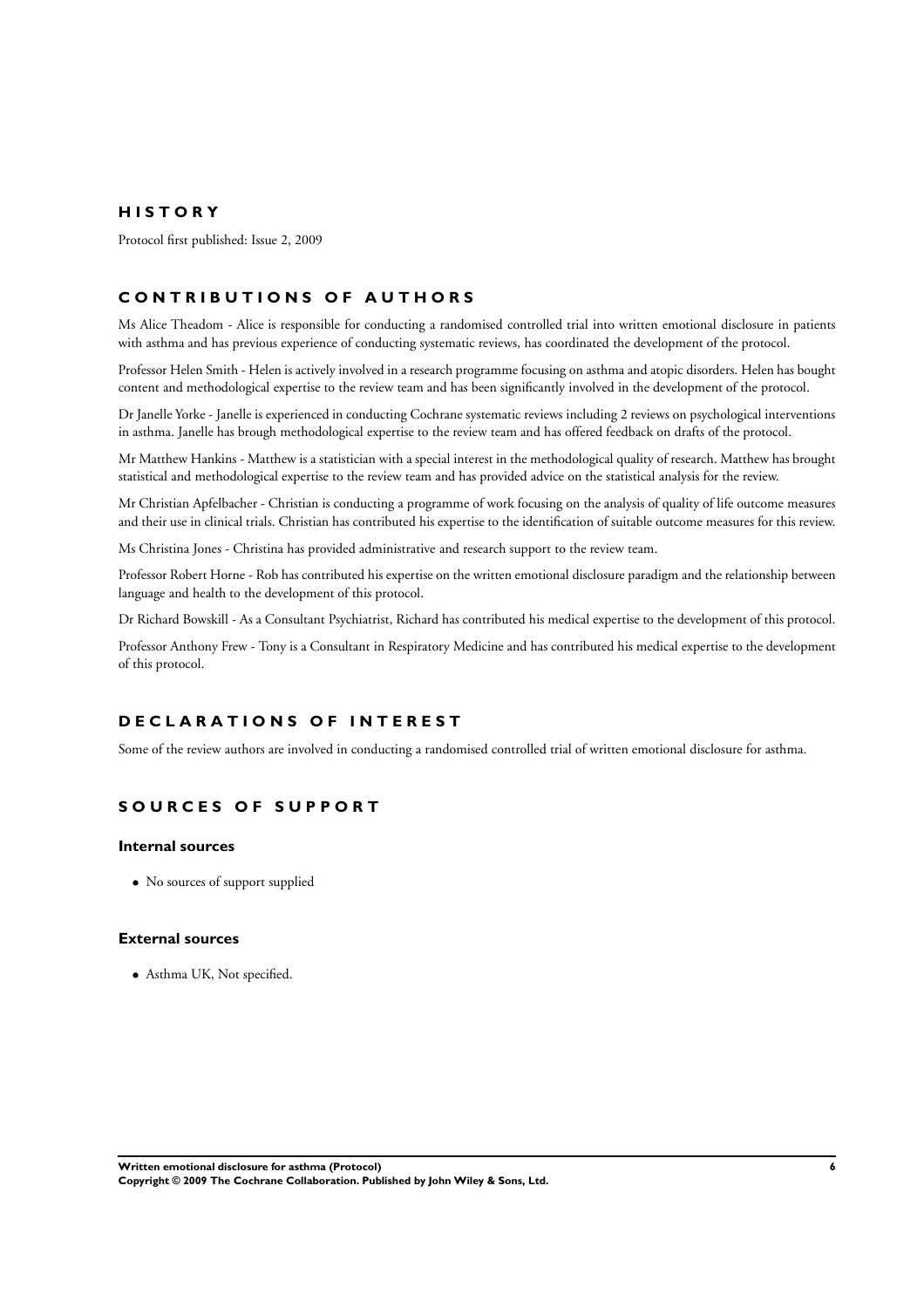## HISTORY

Protocol first published: Issue 2, 2009

## CONTRIBUTIONS OF AUTHORS

Ms Alice Theadom - Alice is responsible for conducting a randomised controlled trial into written emotional disclosure in patients with asthma and has previous experience of conducting systematic reviews, has coordinated the development of the protocol.

Professor Helen Smith - Helen is actively involved in a research programme focusing on asthma and atopic disorders. Helen has bought content and methodological expertise to the review team and has been significantly involved in the development of the protocol.

Dr Janelle Yorke - Janelle is experienced in conducting Cochrane systematic reviews including 2 reviews on psychological interventions in asthma. Janelle has brough methodological expertise to the review team and has offered feedback on drafts of the protocol.

Mr Matthew Hankins - Matthew is a statistician with a special interest in the methodological quality of research. Matthew has brought statistical and methodological expertise to the review team and has provided advice on the statistical analysis for the review.

Mr Christian Apfelbacher - Christian is conducting a programme of work focusing on the analysis of quality of life outcome measures and their use in clinical trials. Christian has contributed his expertise to the identification of suitable outcome measures for this review.

Ms Christina Jones - Christina has provided administrative and research support to the review team.

Professor Robert Horne - Rob has contributed his expertise on the written emotional disclosure paradigm and the relationship between language and health to the development of this protocol.

Dr Richard Bowskill - As a Consultant Psychiatrist, Richard has contributed his medical expertise to the development of this protocol.

Professor Anthony Frew - Tony is a Consultant in Respiratory Medicine and has contributed his medical expertise to the development of this protocol.

## DECLARATIONS OF INTEREST

Some of the review authors are involved in conducting a randomised controlled trial of written emotional disclosure for asthma.

## SOURCES OF SUPPORT

### Internal sources

- No sources of support supplied

### External sources

- Asthma UK, Not specified.